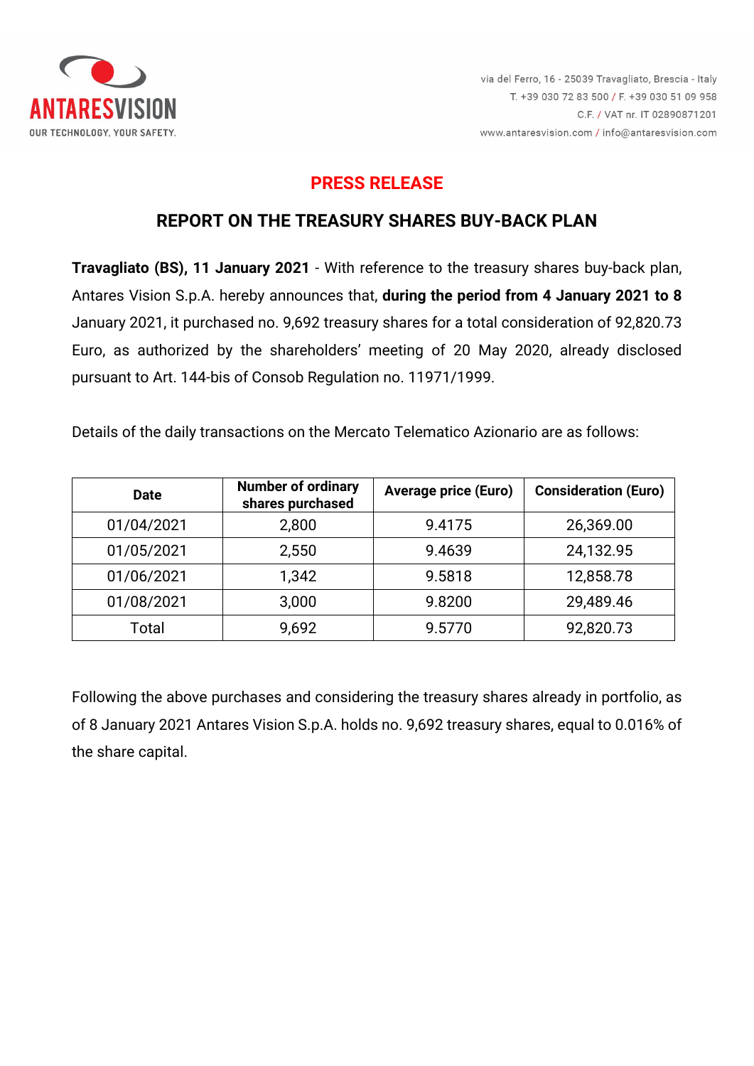ANTARESVISION
OUR TECHNOLOGY, YOUR SAFETY.

via del Ferro, 16 - 25039 Travagliato, Brescia - Italy
T. +39 030 72 83 500 / F. +39 030 51 09 958
C.F. / VAT nr. IT 02890871201
www.antaresvision.com / info@antaresvision.com

# PRESS RELEASE

## REPORT ON THE TREASURY SHARES BUY-BACK PLAN

**Travagliato (BS), 11 January 2021** - With reference to the treasury shares buy-back plan, Antares Vision S.p.A. hereby announces that, **during the period from 4 January 2021 to 8** January 2021, it purchased no. 9,692 treasury shares for a total consideration of 92,820.73 Euro, as authorized by the shareholders' meeting of 20 May 2020, already disclosed pursuant to Art. 144-bis of Consob Regulation no. 11971/1999.

Details of the daily transactions on the Mercato Telematico Azionario are as follows:

| Date | Number of ordinary shares purchased | Average price (Euro) | Consideration (Euro) |
|---|---|---|---|
| 01/04/2021 | 2,800 | 9.4175 | 26,369.00 |
| 01/05/2021 | 2,550 | 9.4639 | 24,132.95 |
| 01/06/2021 | 1,342 | 9.5818 | 12,858.78 |
| 01/08/2021 | 3,000 | 9.8200 | 29,489.46 |
| Total | 9,692 | 9.5770 | 92,820.73 |

Following the above purchases and considering the treasury shares already in portfolio, as of 8 January 2021 Antares Vision S.p.A. holds no. 9,692 treasury shares, equal to 0.016% of the share capital.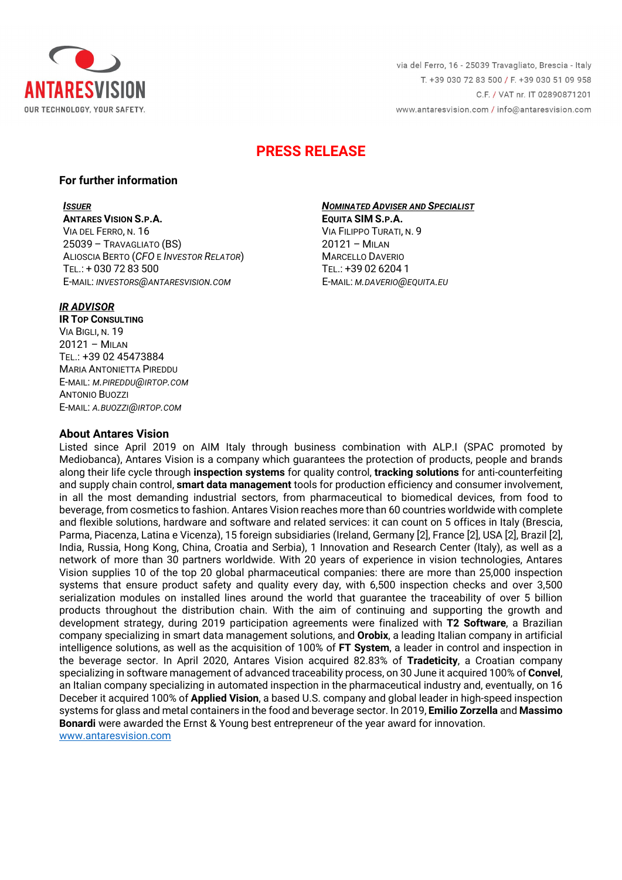# PRESS RELEASE

## For further information

***ISSUER***
**ANTARES VISION S.P.A.**
VIA DEL FERRO, N. 16
25039 – TRAVAGLIATO (BS)
ALIOSCIA BERTO (*CFO E INVESTOR RELATOR*)
TEL.: + 030 72 83 500
E-MAIL: *INVESTORS@ANTARESVISION.COM*

***NOMINATED ADVISER AND SPECIALIST***
**EQUITA SIM S.P.A.**
VIA FILIPPO TURATI, N. 9
20121 – MILAN
MARCELLO DAVERIO
TEL.: +39 02 6204 1
E-MAIL: *M.DAVERIO@EQUITA.EU*

***IR ADVISOR***
**IR TOP CONSULTING**
VIA BIGLI, N. 19
20121 – MILAN
TEL.: +39 02 45473884
MARIA ANTONIETTA PIREDDU
E-MAIL: *M.PIREDDU@IRTOP.COM*
ANTONIO BUOZZI
E-MAIL: *A.BUOZZI@IRTOP.COM*

## About Antares Vision

Listed since April 2019 on AIM Italy through business combination with ALP.I (SPAC promoted by Mediobanca), Antares Vision is a company which guarantees the protection of products, people and brands along their life cycle through **inspection systems** for quality control, **tracking solutions** for anti-counterfeiting and supply chain control, **smart data management** tools for production efficiency and consumer involvement, in all the most demanding industrial sectors, from pharmaceutical to biomedical devices, from food to beverage, from cosmetics to fashion. Antares Vision reaches more than 60 countries worldwide with complete and flexible solutions, hardware and software and related services: it can count on 5 offices in Italy (Brescia, Parma, Piacenza, Latina e Vicenza), 15 foreign subsidiaries (Ireland, Germany [2], France [2], USA [2], Brazil [2], India, Russia, Hong Kong, China, Croatia and Serbia), 1 Innovation and Research Center (Italy), as well as a network of more than 30 partners worldwide. With 20 years of experience in vision technologies, Antares Vision supplies 10 of the top 20 global pharmaceutical companies: there are more than 25,000 inspection systems that ensure product safety and quality every day, with 6,500 inspection checks and over 3,500 serialization modules on installed lines around the world that guarantee the traceability of over 5 billion products throughout the distribution chain. With the aim of continuing and supporting the growth and development strategy, during 2019 participation agreements were finalized with **T2 Software**, a Brazilian company specializing in smart data management solutions, and **Orobix**, a leading Italian company in artificial intelligence solutions, as well as the acquisition of 100% of **FT System**, a leader in control and inspection in the beverage sector. In April 2020, Antares Vision acquired 82.83% of **Tradeticity**, a Croatian company specializing in software management of advanced traceability process, on 30 June it acquired 100% of **Convel**, an Italian company specializing in automated inspection in the pharmaceutical industry and, eventually, on 16 Deceber it acquired 100% of **Applied Vision**, a based U.S. company and global leader in high-speed inspection systems for glass and metal containers in the food and beverage sector. In 2019, **Emilio Zorzella** and **Massimo Bonardi** were awarded the Ernst & Young best entrepreneur of the year award for innovation.
[www.antaresvision.com](http://www.antaresvision.com)